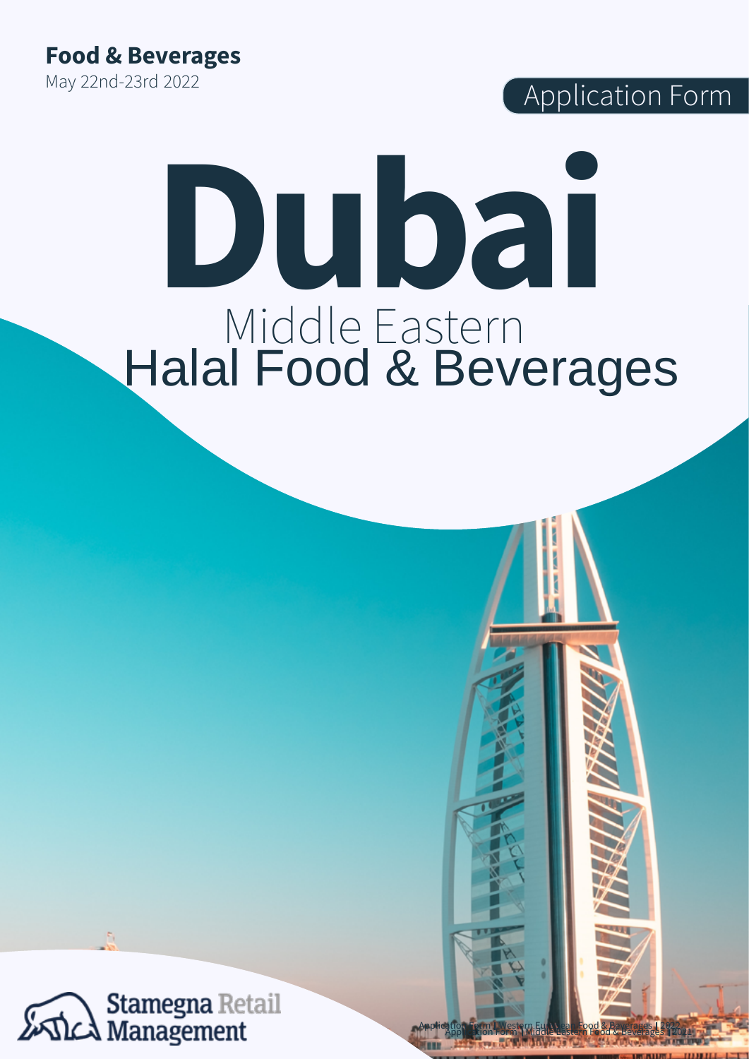**Food & Beverages**
May 22nd-23rd 2022

Application Form

# Dubai

## Middle Eastern
## Halal Food & Beverages

Stamegna Retail Management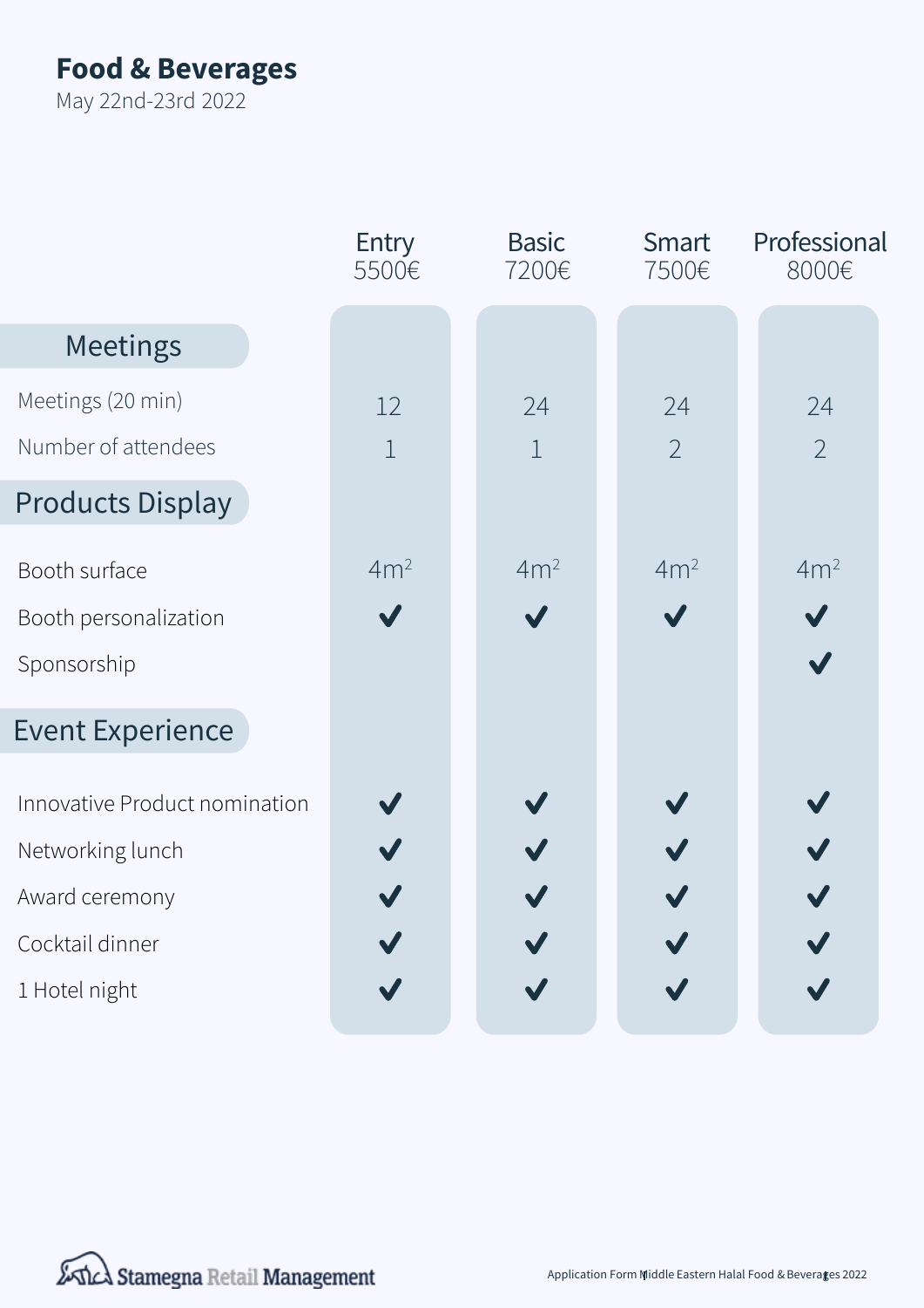# Food & Beverages

May 22nd-23rd 2022

| | Entry 5500€ | Basic 7200€ | Smart 7500€ | Professional 8000€ |
|---|---|---|---|---|
| **Meetings** | | | | |
| Meetings (20 min) | 12 | 24 | 24 | 24 |
| Number of attendees | 1 | 1 | 2 | 2 |
| **Products Display** | | | | |
| Booth surface | $4m^2$ | $4m^2$ | $4m^2$ | $4m^2$ |
| Booth personalization | ✔ | ✔ | ✔ | ✔ |
| Sponsorship | | | | ✔ |
| **Event Experience** | | | | |
| Innovative Product nomination | ✔ | ✔ | ✔ | ✔ |
| Networking lunch | ✔ | ✔ | ✔ | ✔ |
| Award ceremony | ✔ | ✔ | ✔ | ✔ |
| Cocktail dinner | ✔ | ✔ | ✔ | ✔ |
| 1 Hotel night | ✔ | ✔ | ✔ | ✔ |

Stamegna Retail Management

Application Form Middle Eastern Halal Food & Beverages 2022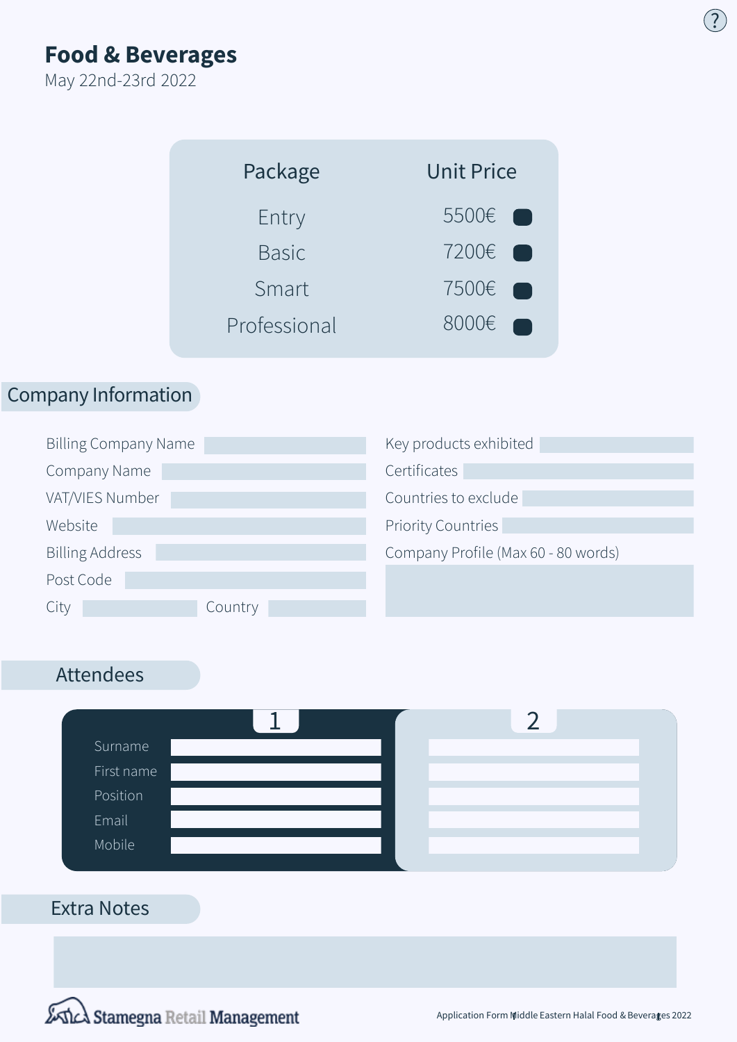# Food & Beverages

May 22nd-23rd 2022

| Package | Unit Price |
| --- | --- |
| Entry | 5500€ |
| Basic | 7200€ |
| Smart | 7500€ |
| Professional | 8000€ |

## Company Information

Billing Company Name

Company Name

VAT/VIES Number

Website

Billing Address

Post Code

City

Country

Key products exhibited

Certificates

Countries to exclude

Priority Countries

Company Profile (Max 60 - 80 words)

## Attendees

**1**

Surname

First name

Position

Email

Mobile

**2**

## Extra Notes

Stamegna Retail Management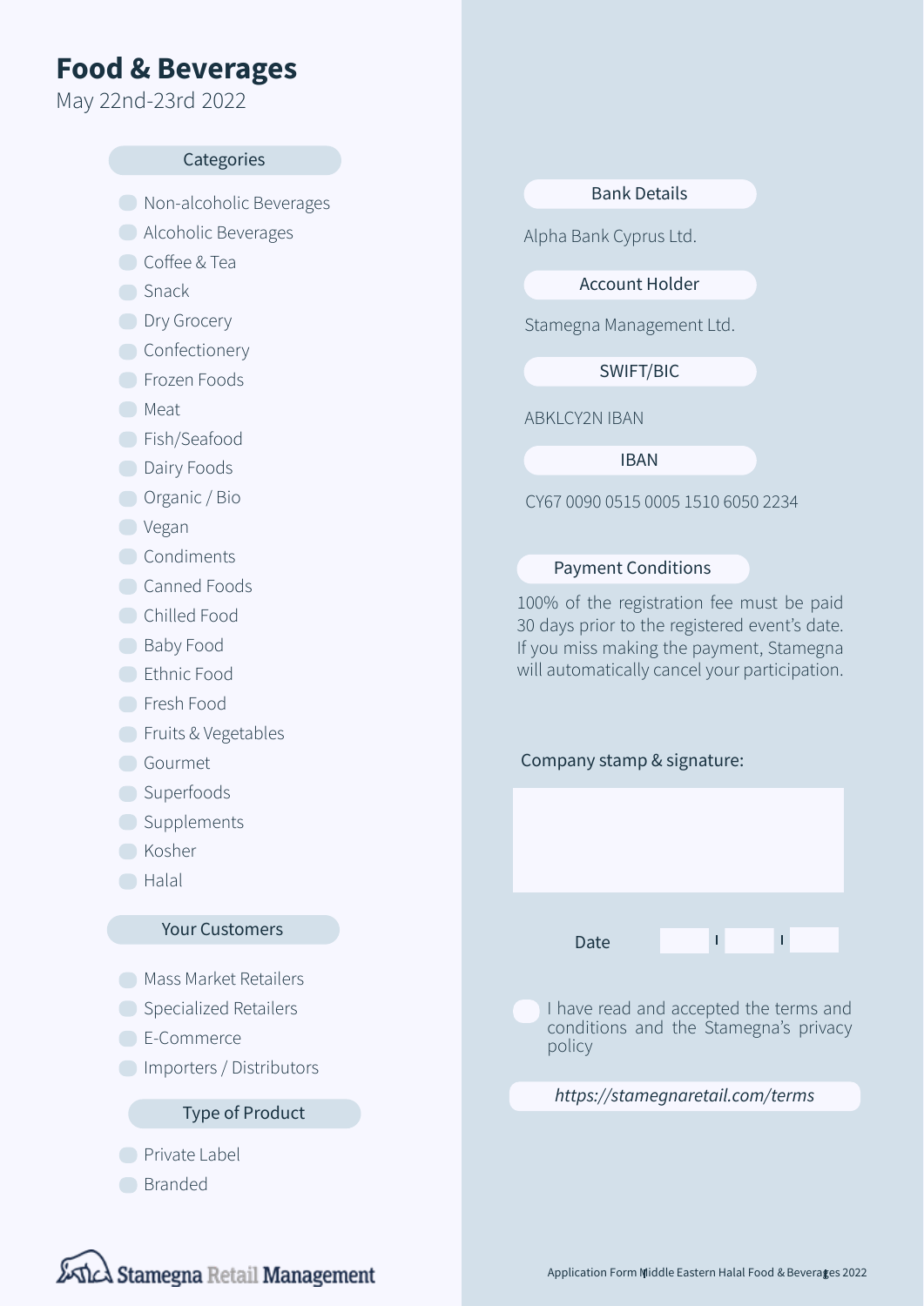# Food & Beverages

May 22nd-23rd 2022

## Categories

- Non-alcoholic Beverages
- Alcoholic Beverages
- Coffee & Tea
- Snack
- Dry Grocery
- Confectionery
- Frozen Foods
- Meat
- Fish/Seafood
- Dairy Foods
- Organic / Bio
- Vegan
- Condiments
- Canned Foods
- Chilled Food
- Baby Food
- Ethnic Food
- Fresh Food
- Fruits & Vegetables
- Gourmet
- Superfoods
- Supplements
- Kosher
- Halal

## Your Customers

- Mass Market Retailers
- Specialized Retailers
- E-Commerce
- Importers / Distributors

## Type of Product

- Private Label
- Branded

Stamegna Retail Management

## Bank Details

Alpha Bank Cyprus Ltd.

## Account Holder

Stamegna Management Ltd.

## SWIFT/BIC

ABKLCY2N IBAN

## IBAN

CY67 0090 0515 0005 1510 6050 2234

## Payment Conditions

100% of the registration fee must be paid 30 days prior to the registered event's date. If you miss making the payment, Stamegna will automatically cancel your participation.

Company stamp & signature:

Date ____ I ____ I ____

- I have read and accepted the terms and conditions and the Stamegna's privacy policy

*https://stamegnaretail.com/terms*